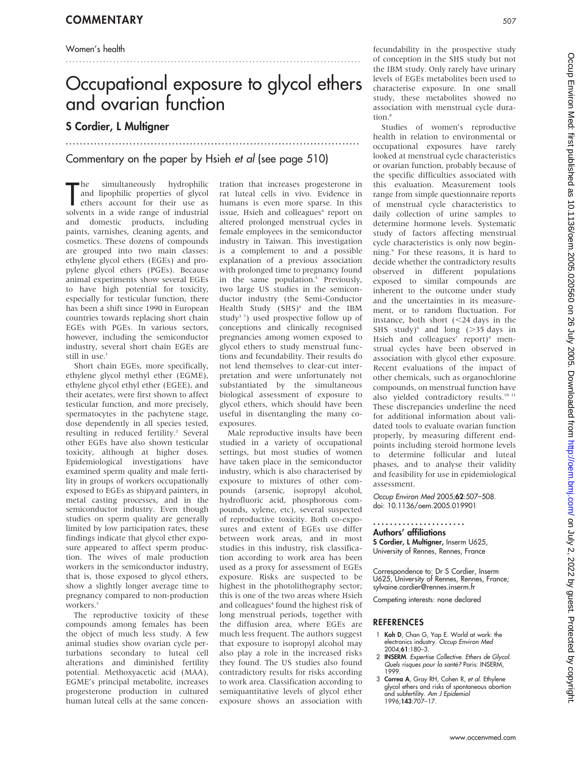Women's health

# Occupational exposure to glycol ethers and ovarian function

## S Cordier, L Multigner

### Commentary on the paper by Hsieh *et al* (see page 510)

The simultaneously hydrophilic and lipophilic properties of glycol ethers account for their use as solvents in a wide range of industrial and domestic products, including paints, varnishes, cleaning agents, and cosmetics. These dozens of compounds are grouped into two main classes: ethylene glycol ethers (EGEs) and propylene glycol ethers (PGEs). Because animal experiments show several EGEs to have high potential for toxicity, especially for testicular function, there has been a shift since 1990 in European countries towards replacing short chain EGEs with PGEs. In various sectors, however, including the semiconductor industry, several short chain EGEs are still in use.[1]

Short chain EGEs, more specifically, ethylene glycol methyl ether (EGME), ethylene glycol ethyl ether (EGEE), and their acetates, were first shown to affect testicular function, and more precisely, spermatocytes in the pachytene stage, dose dependently in all species tested, resulting in reduced fertility.[2] Several other EGEs have also shown testicular toxicity, although at higher doses. Epidemiological investigations have examined sperm quality and male fertility in groups of workers occupationally exposed to EGEs as shipyard painters, in metal casting processes, and in the semiconductor industry. Even though studies on sperm quality are generally limited by low participation rates, these findings indicate that glycol ether exposure appeared to affect sperm production. The wives of male production workers in the semiconductor industry, that is, those exposed to glycol ethers, show a slightly longer average time to pregnancy compared to non-production workers.[3]

The reproductive toxicity of these compounds among females has been the object of much less study. A few animal studies show ovarian cycle perturbations secondary to luteal cell alterations and diminished fertility potential. Methoxyacetic acid (MAA), EGME's principal metabolite, increases progesterone production in cultured human luteal cells at the same concentration that increases progesterone in rat luteal cells in vivo. Evidence in humans is even more sparse. In this issue, Hsieh and colleagues[4] report on altered prolonged menstrual cycles in female employees in the semiconductor industry in Taiwan. This investigation is a complement to and a possible explanation of a previous association with prolonged time to pregnancy found in the same population.[5] Previously, two large US studies in the semiconductor industry (the Semi-Conductor Health Study (SHS)[6] and the IBM study[3,7]) used prospective follow up of conceptions and clinically recognised pregnancies among women exposed to glycol ethers to study menstrual functions and fecundability. Their results do not lend themselves to clear-cut interpretation and were unfortunately not substantiated by the simultaneous biological assessment of exposure to glycol ethers, which should have been useful in disentangling the many co-exposures.

Male reproductive insults have been studied in a variety of occupational settings, but most studies of women have taken place in the semiconductor industry, which is also characterised by exposure to mixtures of other compounds (arsenic, isopropyl alcohol, hydrofluoric acid, phosphorous compounds, xylene, etc), several suspected of reproductive toxicity. Both co-exposures and extent of EGEs use differ between work areas, and in most studies in this industry, risk classification according to work area has been used as a proxy for assessment of EGEs exposure. Risks are suspected to be highest in the photolithography sector; this is one of the two areas where Hsieh and colleagues[4] found the highest risk of long menstrual periods, together with the diffusion area, where EGEs are much less frequent. The authors suggest that exposure to isopropyl alcohol may also play a role in the increased risks they found. The US studies also found contradictory results for risks according to work area. Classification according to semiquantitative levels of glycol ether exposure shows an association with fecundability in the prospective study of conception in the SHS study but not the IBM study. Only rarely have urinary levels of EGEs metabolites been used to characterise exposure. In one small study, these metabolites showed no association with menstrual cycle duration.[8]

Studies of women's reproductive health in relation to environmental or occupational exposures have rarely looked at menstrual cycle characteristics or ovarian function, probably because of the specific difficulties associated with this evaluation. Measurement tools range from simple questionnaire reports of menstrual cycle characteristics to daily collection of urine samples to determine hormone levels. Systematic study of factors affecting menstrual cycle characteristics is only now beginning.[9] For these reasons, it is hard to decide whether the contradictory results observed in different populations exposed to similar compounds are inherent to the outcome under study and the uncertainties in its measurement, or to random fluctuation. For instance, both short (<24 days in the SHS study)[6] and long (>35 days in Hsieh and colleagues' report)[4] menstrual cycles have been observed in association with glycol ether exposure. Recent evaluations of the impact of other chemicals, such as organochlorine compounds, on menstrual function have also yielded contradictory results.[10,11] These discrepancies underline the need for additional information about validated tools to evaluate ovarian function properly, by measuring different endpoints including steroid hormone levels to determine follicular and luteal phases, and to analyse their validity and feasibility for use in epidemiological assessment.

*Occup Environ Med* 2005;**62**:507–508.
doi: 10.1136/oem.2005.019901

**Authors' affiliations**

**S Cordier, L Multigner,** Inserm U625, University of Rennes, Rennes, France

Correspondence to: Dr S Cordier, Inserm U625, University of Rennes, Rennes, France; sylvaine.cordier@rennes.inserm.fr

Competing interests: none declared

## REFERENCES

1. **Koh D**, Chan G, Yap E. World at work: the electronics industry. *Occup Environ Med* 2004;**61**:180–3.
2. **INSERM**. *Expertise Collective. Ethers de Glycol. Quels risques pour la santé?* Paris: INSERM, 1999.
3. **Correa A**, Gray RH, Cohen R, *et al*. Ethylene glycol ethers and risks of spontaneous abortion and subfertility. *Am J Epidemiol* 1996;**143**:707–17.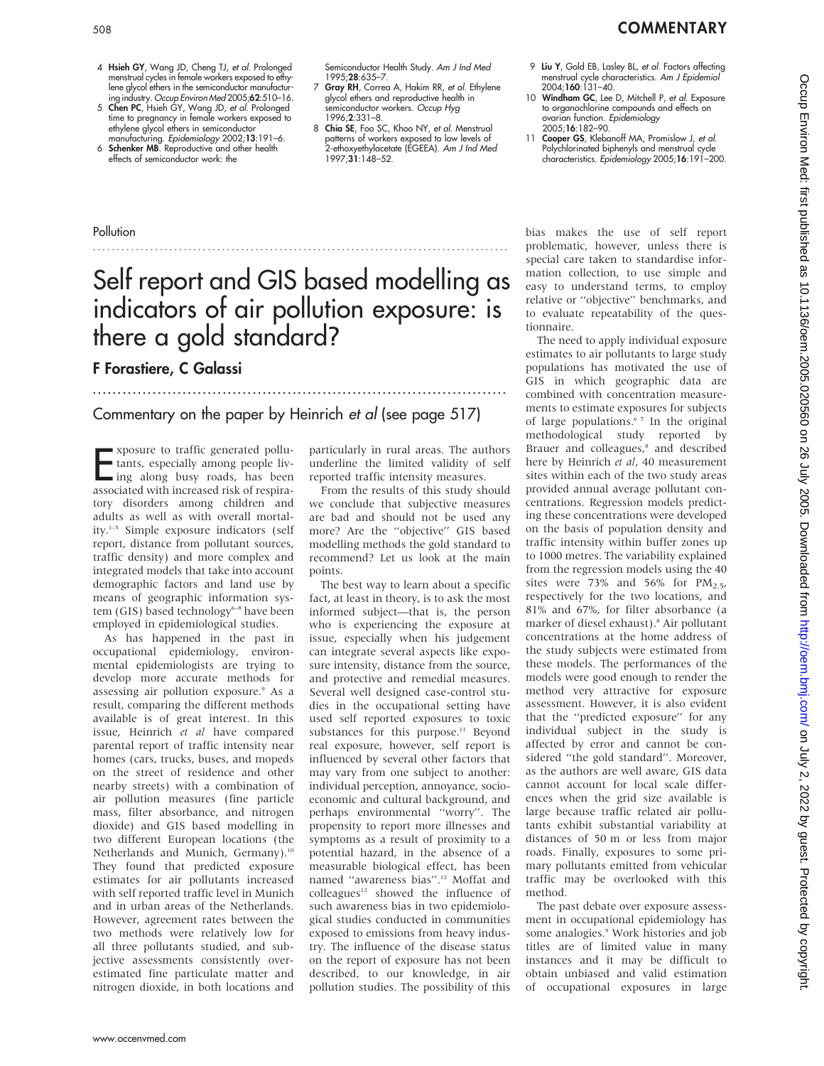4 **Hsieh GY**, Wang JD, Cheng TJ, *et al*. Prolonged menstrual cycles in female workers exposed to ethylene glycol ethers in the semiconductor manufacturing industry. *Occup Environ Med* 2005;**62**:510–16.

5 **Chen PC**, Hsieh GY, Wang JD, *et al*. Prolonged time to pregnancy in female workers exposed to ethylene glycol ethers in semiconductor manufacturing. *Epidemiology* 2002;**13**:191–6.

6 **Schenker MB**. Reproductive and other health effects of semiconductor work: the Semiconductor Health Study. *Am J Ind Med* 1995;**28**:635–7.

7 **Gray RH**, Correa A, Hakim RR, *et al*. Ethylene glycol ethers and reproductive health in semiconductor workers. *Occup Hyg* 1996;**2**:331–8.

8 **Chia SE**, Foo SC, Khoo NY, *et al*. Menstrual patterns of workers exposed to low levels of 2-ethoxyethylacetate (EGEEA). *Am J Ind Med* 1997;**31**:148–52.

9 **Liu Y**, Gold EB, Lasley BL, *et al*. Factors affecting menstrual cycle characteristics. *Am J Epidemiol* 2004;**160**:131–40.

10 **Windham GC**, Lee D, Mitchell P, *et al*. Exposure to organochlorine compounds and effects on ovarian function. *Epidemiology* 2005;**16**:182–90.

11 **Cooper GS**, Klebanoff MA, Promislow J, *et al*. Polychlorinated biphenyls and menstrual cycle characteristics. *Epidemiology* 2005;**16**:191–200.

Pollution

# Self report and GIS based modelling as indicators of air pollution exposure: is there a gold standard?

**F Forastiere, C Galassi**

## Commentary on the paper by Heinrich *et al* (see page 517)

Exposure to traffic generated pollutants, especially among people living along busy roads, has been associated with increased risk of respiratory disorders among children and adults as well as with overall mortality.[1–5] Simple exposure indicators (self report, distance from pollutant sources, traffic density) and more complex and integrated models that take into account demographic factors and land use by means of geographic information system (GIS) based technology[6–8] have been employed in epidemiological studies.

As has happened in the past in occupational epidemiology, environmental epidemiologists are trying to develop more accurate methods for assessing air pollution exposure.[9] As a result, comparing the different methods available is of great interest. In this issue, Heinrich *et al* have compared parental report of traffic intensity near homes (cars, trucks, buses, and mopeds on the street of residence and other nearby streets) with a combination of air pollution measures (fine particle mass, filter absorbance, and nitrogen dioxide) and GIS based modelling in two different European locations (the Netherlands and Munich, Germany).[10] They found that predicted exposure estimates for air pollutants increased with self reported traffic level in Munich and in urban areas of the Netherlands. However, agreement rates between the two methods were relatively low for all three pollutants studied, and subjective assessments consistently overestimated fine particulate matter and nitrogen dioxide, in both locations and particularly in rural areas. The authors underline the limited validity of self reported traffic intensity measures.

From the results of this study should we conclude that subjective measures are bad and should not be used any more? Are the "objective" GIS based modelling methods the gold standard to recommend? Let us look at the main points.

The best way to learn about a specific fact, at least in theory, is to ask the most informed subject—that is, the person who is experiencing the exposure at issue, especially when his judgement can integrate several aspects like exposure intensity, distance from the source, and protective and remedial measures. Several well designed case-control studies in the occupational setting have used self reported exposures to toxic substances for this purpose.[11] Beyond real exposure, however, self report is influenced by several other factors that may vary from one subject to another: individual perception, annoyance, socioeconomic and cultural background, and perhaps environmental "worry". The propensity to report more illnesses and symptoms as a result of proximity to a potential hazard, in the absence of a measurable biological effect, has been named "awareness bias".[12] Moffat and colleagues[12] showed the influence of such awareness bias in two epidemiological studies conducted in communities exposed to emissions from heavy industry. The influence of the disease status on the report of exposure has not been described, to our knowledge, in air pollution studies. The possibility of this bias makes the use of self report problematic, however, unless there is special care taken to standardise information collection, to use simple and easy to understand terms, to employ relative or "objective" benchmarks, and to evaluate repeatability of the questionnaire.

The need to apply individual exposure estimates to air pollutants to large study populations has motivated the use of GIS in which geographic data are combined with concentration measurements to estimate exposures for subjects of large populations.[6 7] In the original methodological study reported by Brauer and colleagues,[8] and described here by Heinrich *et al*, 40 measurement sites within each of the two study areas provided annual average pollutant concentrations. Regression models predicting these concentrations were developed on the basis of population density and traffic intensity within buffer zones up to 1000 metres. The variability explained from the regression models using the 40 sites were 73% and 56% for $PM_{2.5}$, respectively for the two locations, and 81% and 67%, for filter absorbance (a marker of diesel exhaust).[8] Air pollutant concentrations at the home address of the study subjects were estimated from these models. The performances of the models were good enough to render the method very attractive for exposure assessment. However, it is also evident that the "predicted exposure" for any individual subject in the study is affected by error and cannot be considered "the gold standard". Moreover, as the authors are well aware, GIS data cannot account for local scale differences when the grid size available is large because traffic related air pollutants exhibit substantial variability at distances of 50 m or less from major roads. Finally, exposures to some primary pollutants emitted from vehicular traffic may be overlooked with this method.

The past debate over exposure assessment in occupational epidemiology has some analogies.[9] Work histories and job titles are of limited value in many instances and it may be difficult to obtain unbiased and valid estimation of occupational exposures in large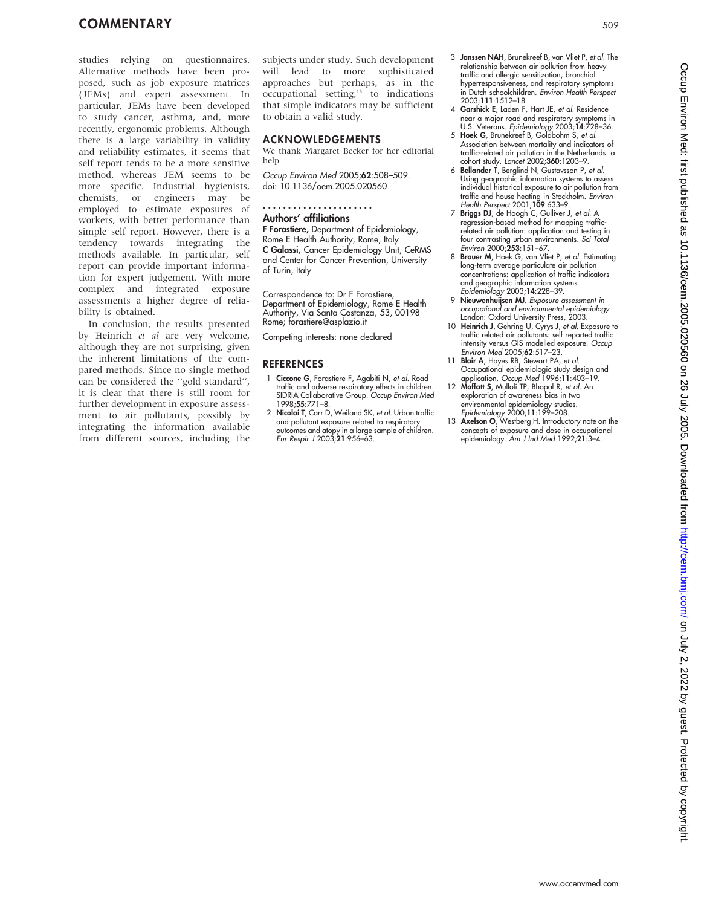studies relying on questionnaires. Alternative methods have been proposed, such as job exposure matrices (JEMs) and expert assessment. In particular, JEMs have been developed to study cancer, asthma, and, more recently, ergonomic problems. Although there is a large variability in validity and reliability estimates, it seems that self report tends to be a more sensitive method, whereas JEM seems to be more specific. Industrial hygienists, chemists, or engineers may be employed to estimate exposures of workers, with better performance than simple self report. However, there is a tendency towards integrating the methods available. In particular, self report can provide important information for expert judgement. With more complex and integrated exposure assessments a higher degree of reliability is obtained.

In conclusion, the results presented by Heinrich *et al* are very welcome, although they are not surprising, given the inherent limitations of the compared methods. Since no single method can be considered the "gold standard", it is clear that there is still room for further development in exposure assessment to air pollutants, possibly by integrating the information available from different sources, including the subjects under study. Such development will lead to more sophisticated approaches but perhaps, as in the occupational setting,[13] to indications that simple indicators may be sufficient to obtain a valid study.

## ACKNOWLEDGEMENTS

We thank Margaret Becker for her editorial help.

*Occup Environ Med* 2005;**62**:508–509.
doi: 10.1136/oem.2005.020560

## Authors' affiliations

**F Forastiere,** Department of Epidemiology, Rome E Health Authority, Rome, Italy
**C Galassi,** Cancer Epidemiology Unit, CeRMS and Center for Cancer Prevention, University of Turin, Italy

Correspondence to: Dr F Forastiere, Department of Epidemiology, Rome E Health Authority, Via Santa Costanza, 53, 00198 Rome; forastiere@asplazio.it

Competing interests: none declared

## REFERENCES

1. **Ciccone G**, Forastiere F, Agabiti N, *et al*. Road traffic and adverse respiratory effects in children. SIDRIA Collaborative Group. *Occup Environ Med* 1998;**55**:771–8.
2. **Nicolai T**, Carr D, Weiland SK, *et al*. Urban traffic and pollutant exposure related to respiratory outcomes and atopy in a large sample of children. *Eur Respir J* 2003;**21**:956–63.
3. **Janssen NAH**, Brunekreef B, van Vliet P, *et al*. The relationship between air pollution from heavy traffic and allergic sensitization, bronchial hyperresponsiveness, and respiratory symptoms in Dutch schoolchildren. *Environ Health Perspect* 2003;**111**:1512–18.
4. **Garshick E**, Laden F, Hart JE, *et al*. Residence near a major road and respiratory symptoms in U.S. Veterans. *Epidemiology* 2003;**14**:728–36.
5. **Hoek G**, Brunekreef B, Goldbohm S, *et al*. Association between mortality and indicators of traffic-related air pollution in the Netherlands: a cohort study. *Lancet* 2002;**360**:1203–9.
6. **Bellander T**, Berglind N, Gustavsson P, *et al*. Using geographic information systems to assess individual historical exposure to air pollution from traffic and house heating in Stockholm. *Environ Health Perspect* 2001;**109**:633–9.
7. **Briggs DJ**, de Hoogh C, Gulliver J, *et al*. A regression-based method for mapping traffic-related air pollution: application and testing in four contrasting urban environments. *Sci Total Environ* 2000;**253**:151–67.
8. **Brauer M**, Hoek G, van Vliet P, *et al*. Estimating long-term average particulate air pollution concentrations: application of traffic indicators and geographic information systems. *Epidemiology* 2003;**14**:228–39.
9. **Nieuwenhuijsen MJ**. *Exposure assessment in occupational and environmental epidemiology*. London: Oxford University Press, 2003.
10. **Heinrich J**, Gehring U, Cyrys J, *et al*. Exposure to traffic related air pollutants: self reported traffic intensity versus GIS modelled exposure. *Occup Environ Med* 2005;**62**:517–23.
11. **Blair A**, Hayes RB, Stewart PA, *et al*. Occupational epidemiologic study design and application. *Occup Med* 1996;**11**:403–19.
12. **Moffatt S**, Mulloli TP, Bhopal R, *et al*. An exploration of awareness bias in two environmental epidemiology studies. *Epidemiology* 2000;**11**:199–208.
13. **Axelson O**, Westberg H. Introductory note on the concepts of exposure and dose in occupational epidemiology. *Am J Ind Med* 1992;**21**:3–4.